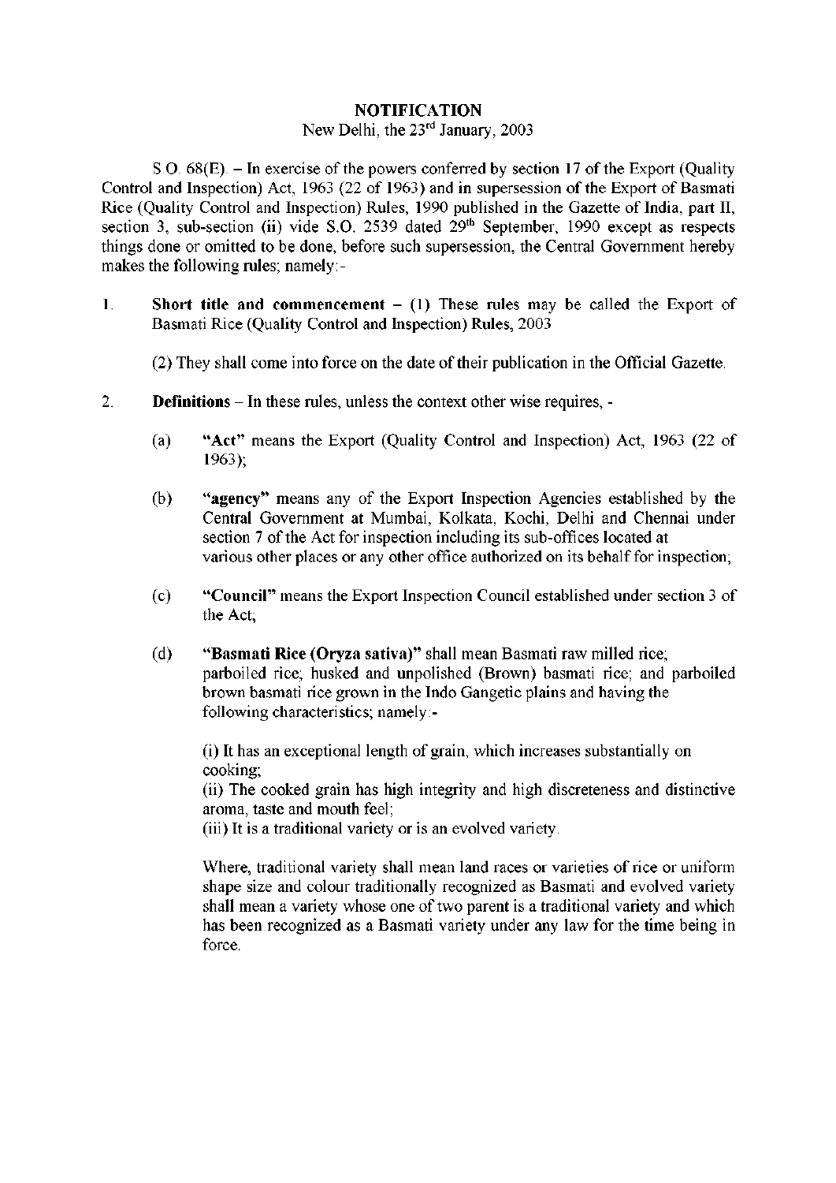# NOTIFICATION

New Delhi, the 23rd January, 2003

S.O. 68(E). – In exercise of the powers conferred by section 17 of the Export (Quality Control and Inspection) Act, 1963 (22 of 1963) and in supersession of the Export of Basmati Rice (Quality Control and Inspection) Rules, 1990 published in the Gazette of India, part II, section 3, sub-section (ii) vide S.O. 2539 dated 29th September, 1990 except as respects things done or omitted to be done, before such supersession, the Central Government hereby makes the following rules; namely:-

1. **Short title and commencement** – (1) These rules may be called the Export of Basmati Rice (Quality Control and Inspection) Rules, 2003

   (2) They shall come into force on the date of their publication in the Official Gazette.

2. **Definitions** – In these rules, unless the context other wise requires, -

   (a) **"Act"** means the Export (Quality Control and Inspection) Act, 1963 (22 of 1963);

   (b) **"agency"** means any of the Export Inspection Agencies established by the Central Government at Mumbai, Kolkata, Kochi, Delhi and Chennai under section 7 of the Act for inspection including its sub-offices located at various other places or any other office authorized on its behalf for inspection;

   (c) **"Council"** means the Export Inspection Council established under section 3 of the Act;

   (d) **"Basmati Rice (Oryza sativa)"** shall mean Basmati raw milled rice; parboiled rice; husked and unpolished (Brown) basmati rice; and parboiled brown basmati rice grown in the Indo Gangetic plains and having the following characteristics; namely:-

   (i) It has an exceptional length of grain, which increases substantially on cooking;
   (ii) The cooked grain has high integrity and high discreteness and distinctive aroma, taste and mouth feel;
   (iii) It is a traditional variety or is an evolved variety.

   Where, traditional variety shall mean land races or varieties of rice or uniform shape size and colour traditionally recognized as Basmati and evolved variety shall mean a variety whose one of two parent is a traditional variety and which has been recognized as a Basmati variety under any law for the time being in force.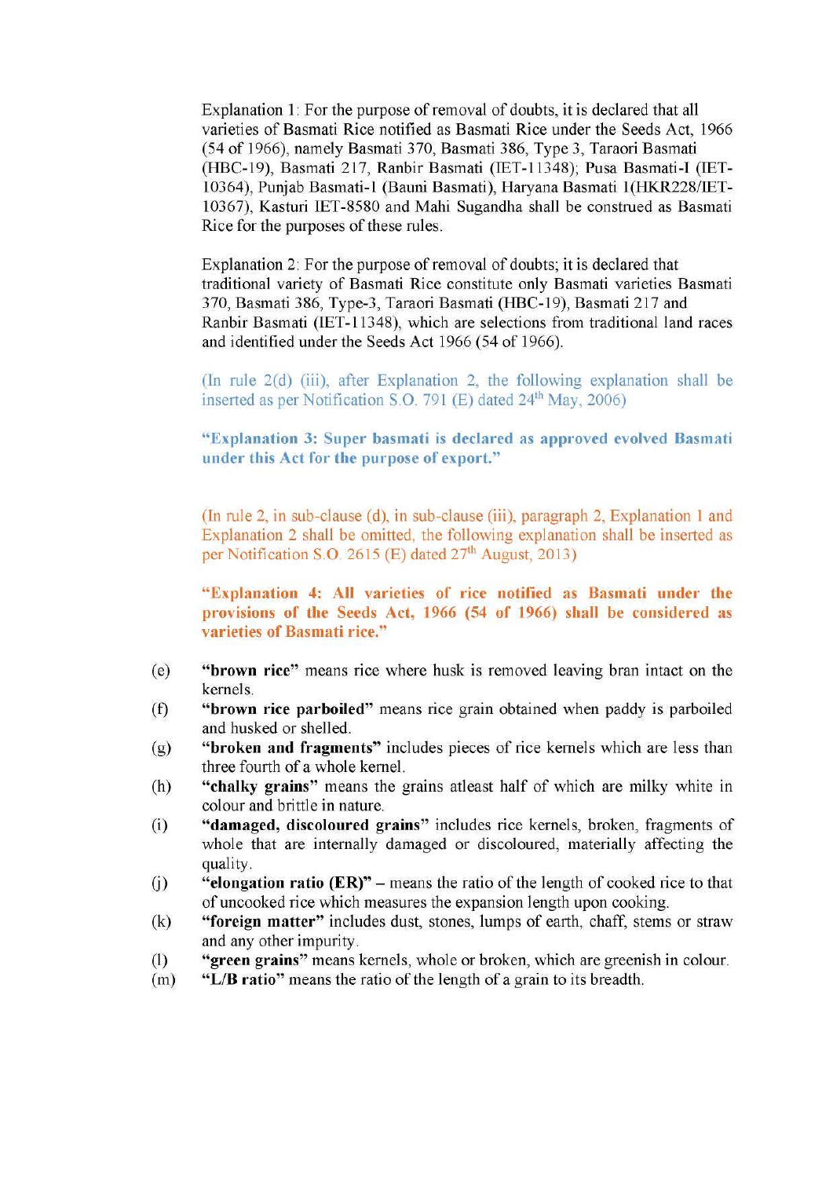Explanation 1: For the purpose of removal of doubts, it is declared that all varieties of Basmati Rice notified as Basmati Rice under the Seeds Act, 1966 (54 of 1966), namely Basmati 370, Basmati 386, Type 3, Taraori Basmati (HBC-19), Basmati 217, Ranbir Basmati (IET-11348); Pusa Basmati-I (IET-10364), Punjab Basmati-1 (Bauni Basmati), Haryana Basmati 1(HKR228/IET-10367), Kasturi IET-8580 and Mahi Sugandha shall be construed as Basmati Rice for the purposes of these rules.

Explanation 2: For the purpose of removal of doubts; it is declared that traditional variety of Basmati Rice constitute only Basmati varieties Basmati 370, Basmati 386, Type-3, Taraori Basmati (HBC-19), Basmati 217 and Ranbir Basmati (IET-11348), which are selections from traditional land races and identified under the Seeds Act 1966 (54 of 1966).

(In rule 2(d) (iii), after Explanation 2, the following explanation shall be inserted as per Notification S.O. 791 (E) dated 24th May, 2006)

**"Explanation 3: Super basmati is declared as approved evolved Basmati under this Act for the purpose of export."**

(In rule 2, in sub-clause (d), in sub-clause (iii), paragraph 2, Explanation 1 and Explanation 2 shall be omitted, the following explanation shall be inserted as per Notification S.O. 2615 (E) dated 27th August, 2013)

**"Explanation 4: All varieties of rice notified as Basmati under the provisions of the Seeds Act, 1966 (54 of 1966) shall be considered as varieties of Basmati rice."**

(e) **"brown rice"** means rice where husk is removed leaving bran intact on the kernels.

(f) **"brown rice parboiled"** means rice grain obtained when paddy is parboiled and husked or shelled.

(g) **"broken and fragments"** includes pieces of rice kernels which are less than three fourth of a whole kernel.

(h) **"chalky grains"** means the grains atleast half of which are milky white in colour and brittle in nature.

(i) **"damaged, discoloured grains"** includes rice kernels, broken, fragments of whole that are internally damaged or discoloured, materially affecting the quality.

(j) **"elongation ratio (ER)"** – means the ratio of the length of cooked rice to that of uncooked rice which measures the expansion length upon cooking.

(k) **"foreign matter"** includes dust, stones, lumps of earth, chaff, stems or straw and any other impurity.

(l) **"green grains"** means kernels, whole or broken, which are greenish in colour.

(m) **"L/B ratio"** means the ratio of the length of a grain to its breadth.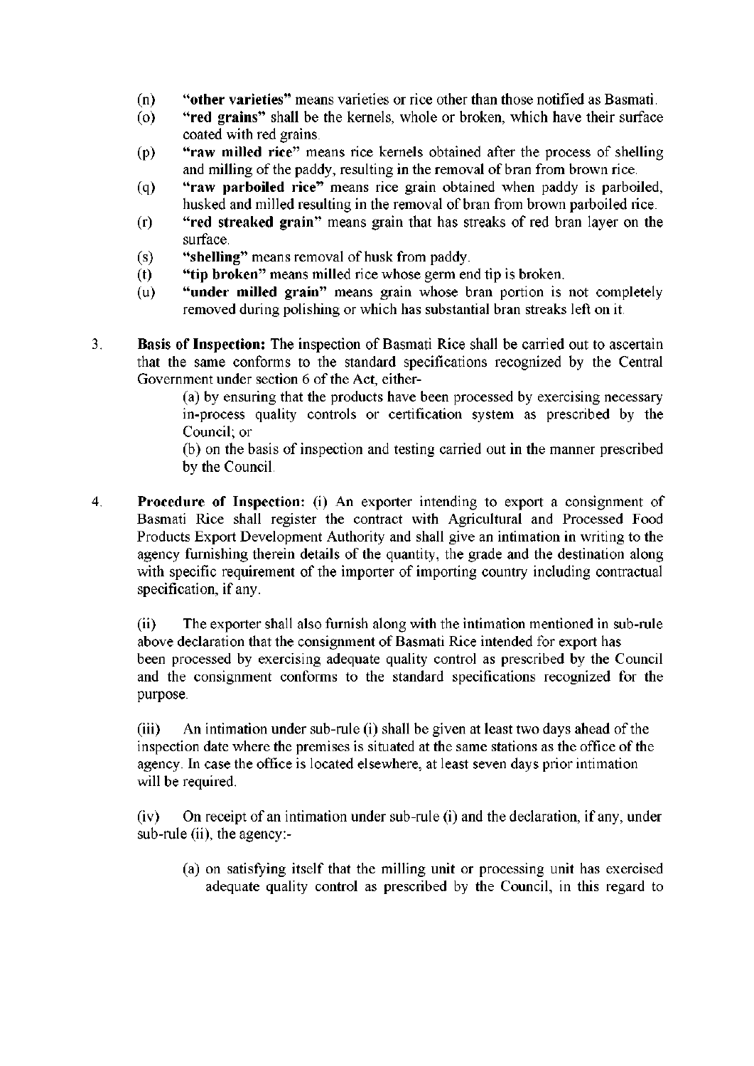(n) **"other varieties"** means varieties or rice other than those notified as Basmati.

(o) **"red grains"** shall be the kernels, whole or broken, which have their surface coated with red grains.

(p) **"raw milled rice"** means rice kernels obtained after the process of shelling and milling of the paddy, resulting in the removal of bran from brown rice.

(q) **"raw parboiled rice"** means rice grain obtained when paddy is parboiled, husked and milled resulting in the removal of bran from brown parboiled rice.

(r) **"red streaked grain"** means grain that has streaks of red bran layer on the surface.

(s) **"shelling"** means removal of husk from paddy.

(t) **"tip broken"** means milled rice whose germ end tip is broken.

(u) **"under milled grain"** means grain whose bran portion is not completely removed during polishing or which has substantial bran streaks left on it.

3. **Basis of Inspection:** The inspection of Basmati Rice shall be carried out to ascertain that the same conforms to the standard specifications recognized by the Central Government under section 6 of the Act, either-

   (a) by ensuring that the products have been processed by exercising necessary in-process quality controls or certification system as prescribed by the Council; or

   (b) on the basis of inspection and testing carried out in the manner prescribed by the Council.

4. **Procedure of Inspection:** (i) An exporter intending to export a consignment of Basmati Rice shall register the contract with Agricultural and Processed Food Products Export Development Authority and shall give an intimation in writing to the agency furnishing therein details of the quantity, the grade and the destination along with specific requirement of the importer of importing country including contractual specification, if any.

   (ii) The exporter shall also furnish along with the intimation mentioned in sub-rule above declaration that the consignment of Basmati Rice intended for export has been processed by exercising adequate quality control as prescribed by the Council and the consignment conforms to the standard specifications recognized for the purpose.

   (iii) An intimation under sub-rule (i) shall be given at least two days ahead of the inspection date where the premises is situated at the same stations as the office of the agency. In case the office is located elsewhere, at least seven days prior intimation will be required.

   (iv) On receipt of an intimation under sub-rule (i) and the declaration, if any, under sub-rule (ii), the agency:-

   (a) on satisfying itself that the milling unit or processing unit has exercised adequate quality control as prescribed by the Council, in this regard to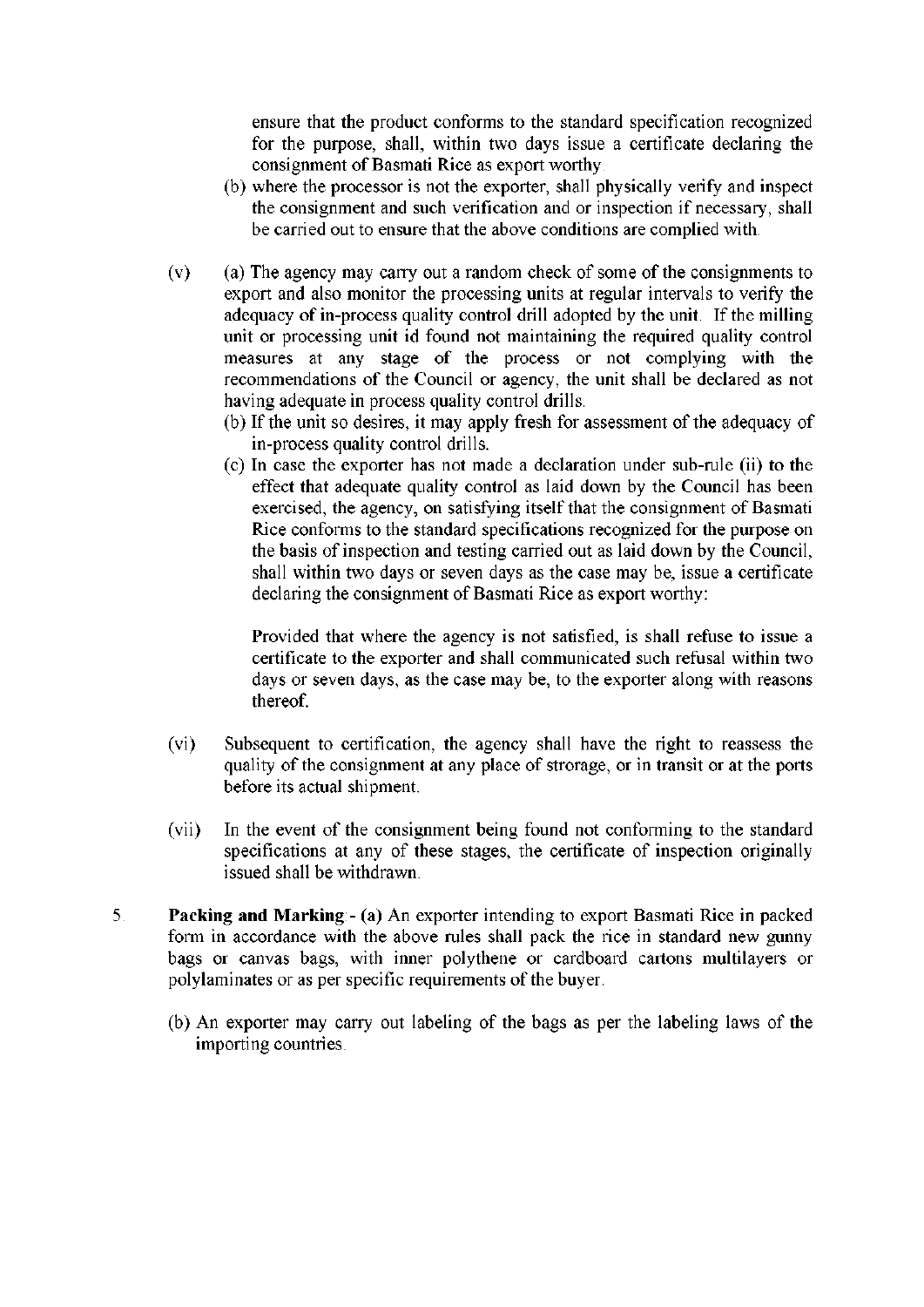ensure that the product conforms to the standard specification recognized for the purpose, shall, within two days issue a certificate declaring the consignment of Basmati Rice as export worthy.

(b) where the processor is not the exporter, shall physically verify and inspect the consignment and such verification and or inspection if necessary, shall be carried out to ensure that the above conditions are complied with.

(v) (a) The agency may carry out a random check of some of the consignments to export and also monitor the processing units at regular intervals to verify the adequacy of in-process quality control drill adopted by the unit. If the milling unit or processing unit id found not maintaining the required quality control measures at any stage of the process or not complying with the recommendations of the Council or agency, the unit shall be declared as not having adequate in process quality control drills.

(b) If the unit so desires, it may apply fresh for assessment of the adequacy of in-process quality control drills.

(c) In case the exporter has not made a declaration under sub-rule (ii) to the effect that adequate quality control as laid down by the Council has been exercised, the agency, on satisfying itself that the consignment of Basmati Rice conforms to the standard specifications recognized for the purpose on the basis of inspection and testing carried out as laid down by the Council, shall within two days or seven days as the case may be, issue a certificate declaring the consignment of Basmati Rice as export worthy:

Provided that where the agency is not satisfied, is shall refuse to issue a certificate to the exporter and shall communicated such refusal within two days or seven days, as the case may be, to the exporter along with reasons thereof.

(vi) Subsequent to certification, the agency shall have the right to reassess the quality of the consignment at any place of strorage, or in transit or at the ports before its actual shipment.

(vii) In the event of the consignment being found not conforming to the standard specifications at any of these stages, the certificate of inspection originally issued shall be withdrawn.

5. **Packing and Marking** - **(a)** An exporter intending to export Basmati Rice in packed form in accordance with the above rules shall pack the rice in standard new gunny bags or canvas bags, with inner polythene or cardboard cartons multilayers or polylaminates or as per specific requirements of the buyer.

(b) An exporter may carry out labeling of the bags as per the labeling laws of the importing countries.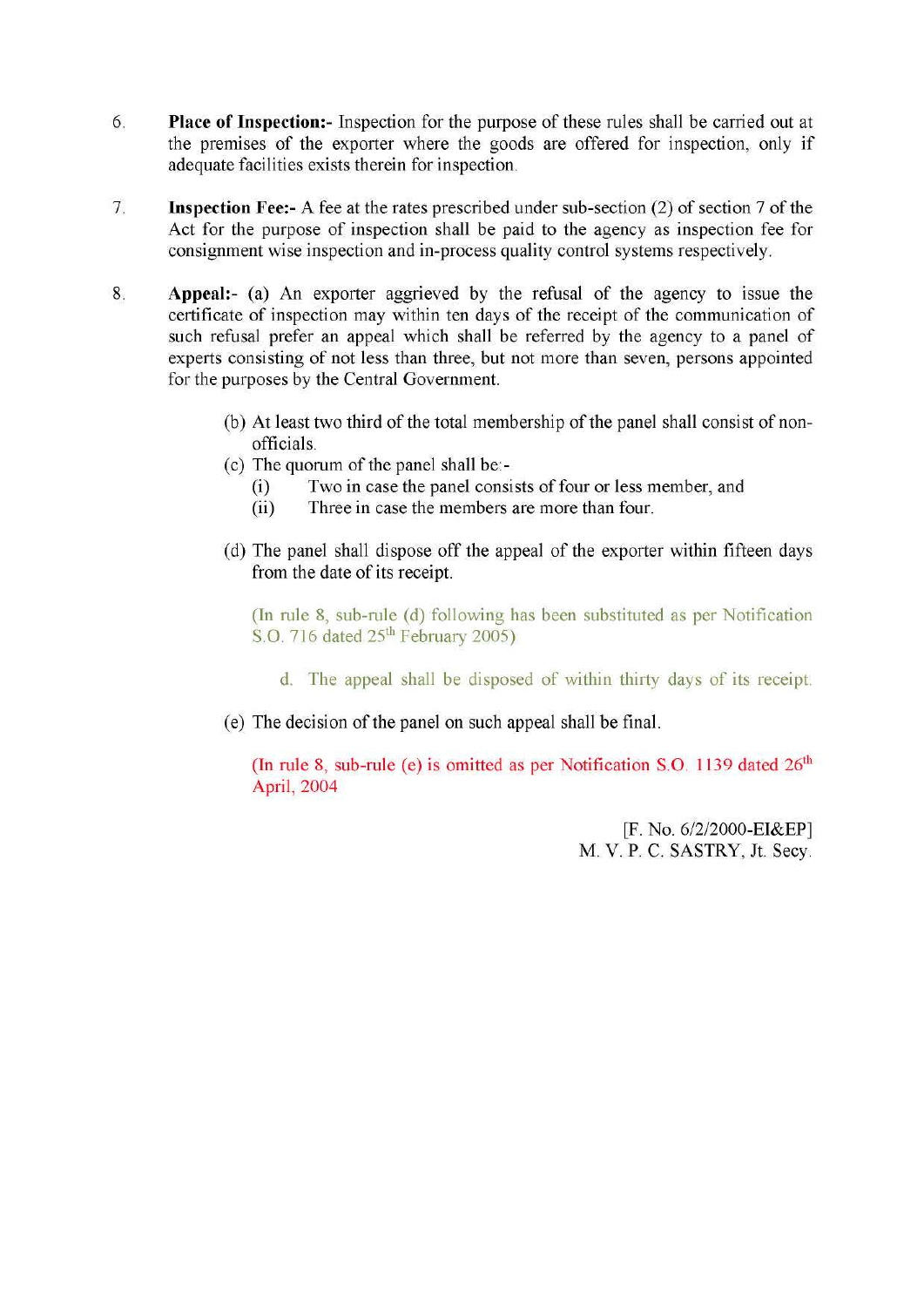6. **Place of Inspection:-** Inspection for the purpose of these rules shall be carried out at the premises of the exporter where the goods are offered for inspection, only if adequate facilities exists therein for inspection.

7. **Inspection Fee:-** A fee at the rates prescribed under sub-section (2) of section 7 of the Act for the purpose of inspection shall be paid to the agency as inspection fee for consignment wise inspection and in-process quality control systems respectively.

8. **Appeal:-** (a) An exporter aggrieved by the refusal of the agency to issue the certificate of inspection may within ten days of the receipt of the communication of such refusal prefer an appeal which shall be referred by the agency to a panel of experts consisting of not less than three, but not more than seven, persons appointed for the purposes by the Central Government.

   (b) At least two third of the total membership of the panel shall consist of non-officials.

   (c) The quorum of the panel shall be:-
      (i) Two in case the panel consists of four or less member, and
      (ii) Three in case the members are more than four.

   (d) The panel shall dispose off the appeal of the exporter within fifteen days from the date of its receipt.

   (In rule 8, sub-rule (d) following has been substituted as per Notification S.O. 716 dated 25th February 2005)

      d. The appeal shall be disposed of within thirty days of its receipt.

   (e) The decision of the panel on such appeal shall be final.

   (In rule 8, sub-rule (e) is omitted as per Notification S.O. 1139 dated 26th April, 2004

[F. No. 6/2/2000-EI&EP]
M. V. P. C. SASTRY, Jt. Secy.